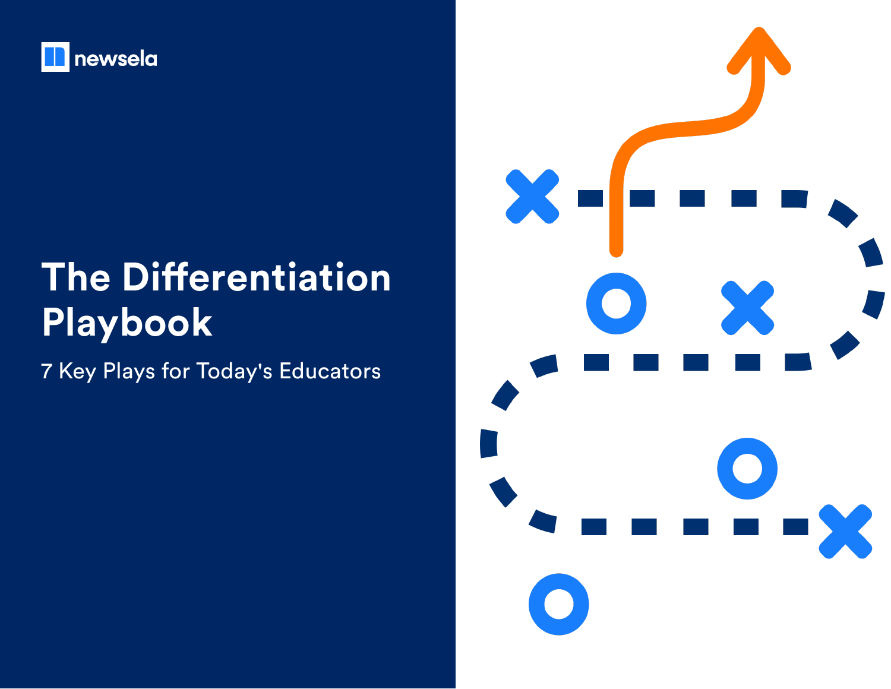newsela

# The Differentiation Playbook

7 Key Plays for Today's Educators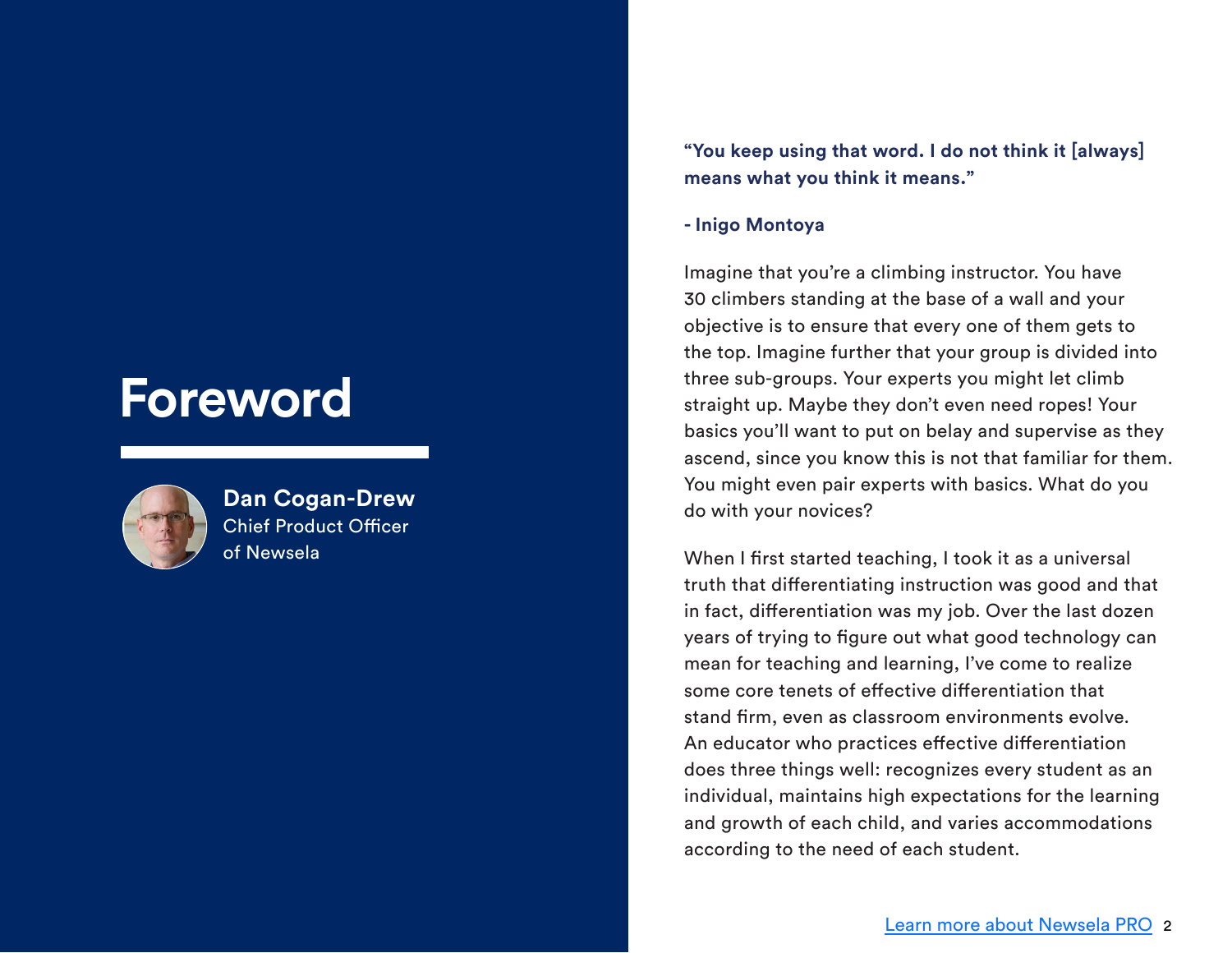# Foreword

**Dan Cogan-Drew**
Chief Product Officer
of Newsela

**"You keep using that word. I do not think it [always] means what you think it means."**

**- Inigo Montoya**

Imagine that you're a climbing instructor. You have 30 climbers standing at the base of a wall and your objective is to ensure that every one of them gets to the top. Imagine further that your group is divided into three sub-groups. Your experts you might let climb straight up. Maybe they don't even need ropes! Your basics you'll want to put on belay and supervise as they ascend, since you know this is not that familiar for them. You might even pair experts with basics. What do you do with your novices?

When I first started teaching, I took it as a universal truth that differentiating instruction was good and that in fact, differentiation was my job. Over the last dozen years of trying to figure out what good technology can mean for teaching and learning, I've come to realize some core tenets of effective differentiation that stand firm, even as classroom environments evolve. An educator who practices effective differentiation does three things well: recognizes every student as an individual, maintains high expectations for the learning and growth of each child, and varies accommodations according to the need of each student.

[Learn more about Newsela PRO](#)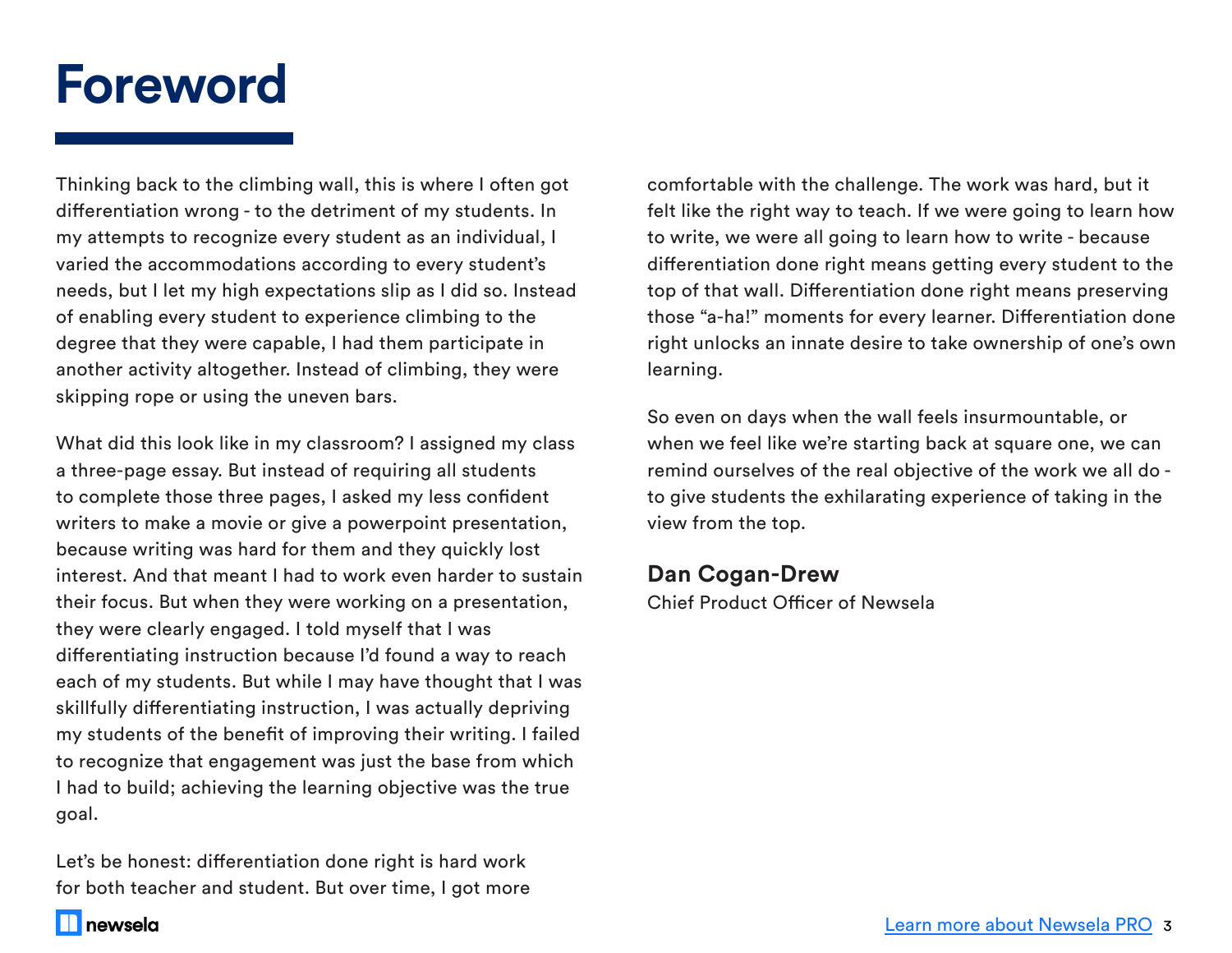# Foreword

Thinking back to the climbing wall, this is where I often got differentiation wrong - to the detriment of my students. In my attempts to recognize every student as an individual, I varied the accommodations according to every student's needs, but I let my high expectations slip as I did so. Instead of enabling every student to experience climbing to the degree that they were capable, I had them participate in another activity altogether. Instead of climbing, they were skipping rope or using the uneven bars.

What did this look like in my classroom? I assigned my class a three-page essay. But instead of requiring all students to complete those three pages, I asked my less confident writers to make a movie or give a powerpoint presentation, because writing was hard for them and they quickly lost interest. And that meant I had to work even harder to sustain their focus. But when they were working on a presentation, they were clearly engaged. I told myself that I was differentiating instruction because I'd found a way to reach each of my students. But while I may have thought that I was skillfully differentiating instruction, I was actually depriving my students of the benefit of improving their writing. I failed to recognize that engagement was just the base from which I had to build; achieving the learning objective was the true goal.

Let's be honest: differentiation done right is hard work for both teacher and student. But over time, I got more comfortable with the challenge. The work was hard, but it felt like the right way to teach. If we were going to learn how to write, we were all going to learn how to write - because differentiation done right means getting every student to the top of that wall. Differentiation done right means preserving those "a-ha!" moments for every learner. Differentiation done right unlocks an innate desire to take ownership of one's own learning.

So even on days when the wall feels insurmountable, or when we feel like we're starting back at square one, we can remind ourselves of the real objective of the work we all do - to give students the exhilarating experience of taking in the view from the top.

**Dan Cogan-Drew**
Chief Product Officer of Newsela

Learn more about Newsela PRO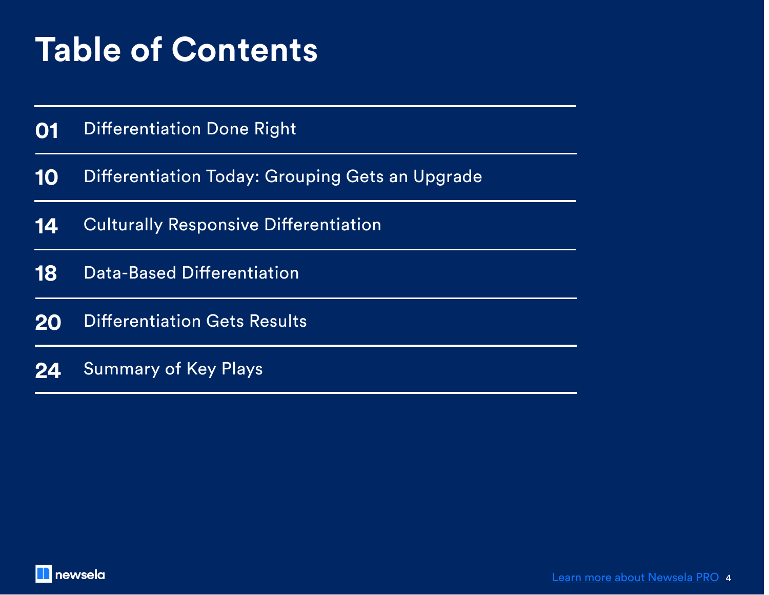# Table of Contents

| | |
|---|---|
| **01** | Differentiation Done Right |
| **10** | Differentiation Today: Grouping Gets an Upgrade |
| **14** | Culturally Responsive Differentiation |
| **18** | Data-Based Differentiation |
| **20** | Differentiation Gets Results |
| **24** | Summary of Key Plays |

newsela

Learn more about Newsela PRO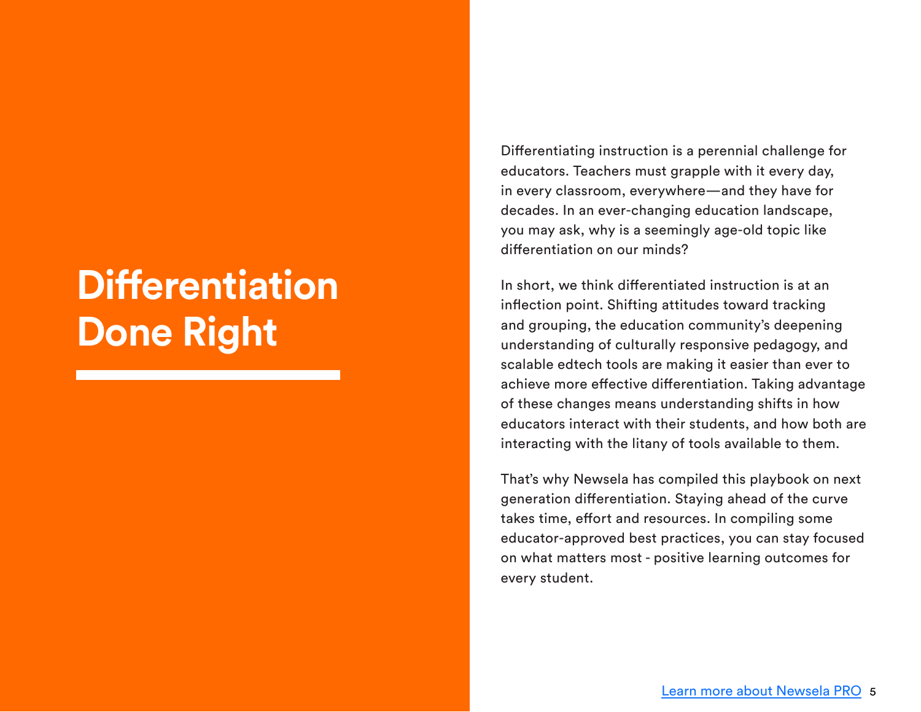# Differentiation Done Right

Differentiating instruction is a perennial challenge for educators. Teachers must grapple with it every day, in every classroom, everywhere—and they have for decades. In an ever-changing education landscape, you may ask, why is a seemingly age-old topic like differentiation on our minds?

In short, we think differentiated instruction is at an inflection point. Shifting attitudes toward tracking and grouping, the education community's deepening understanding of culturally responsive pedagogy, and scalable edtech tools are making it easier than ever to achieve more effective differentiation. Taking advantage of these changes means understanding shifts in how educators interact with their students, and how both are interacting with the litany of tools available to them.

That's why Newsela has compiled this playbook on next generation differentiation. Staying ahead of the curve takes time, effort and resources. In compiling some educator-approved best practices, you can stay focused on what matters most - positive learning outcomes for every student.

Learn more about Newsela PRO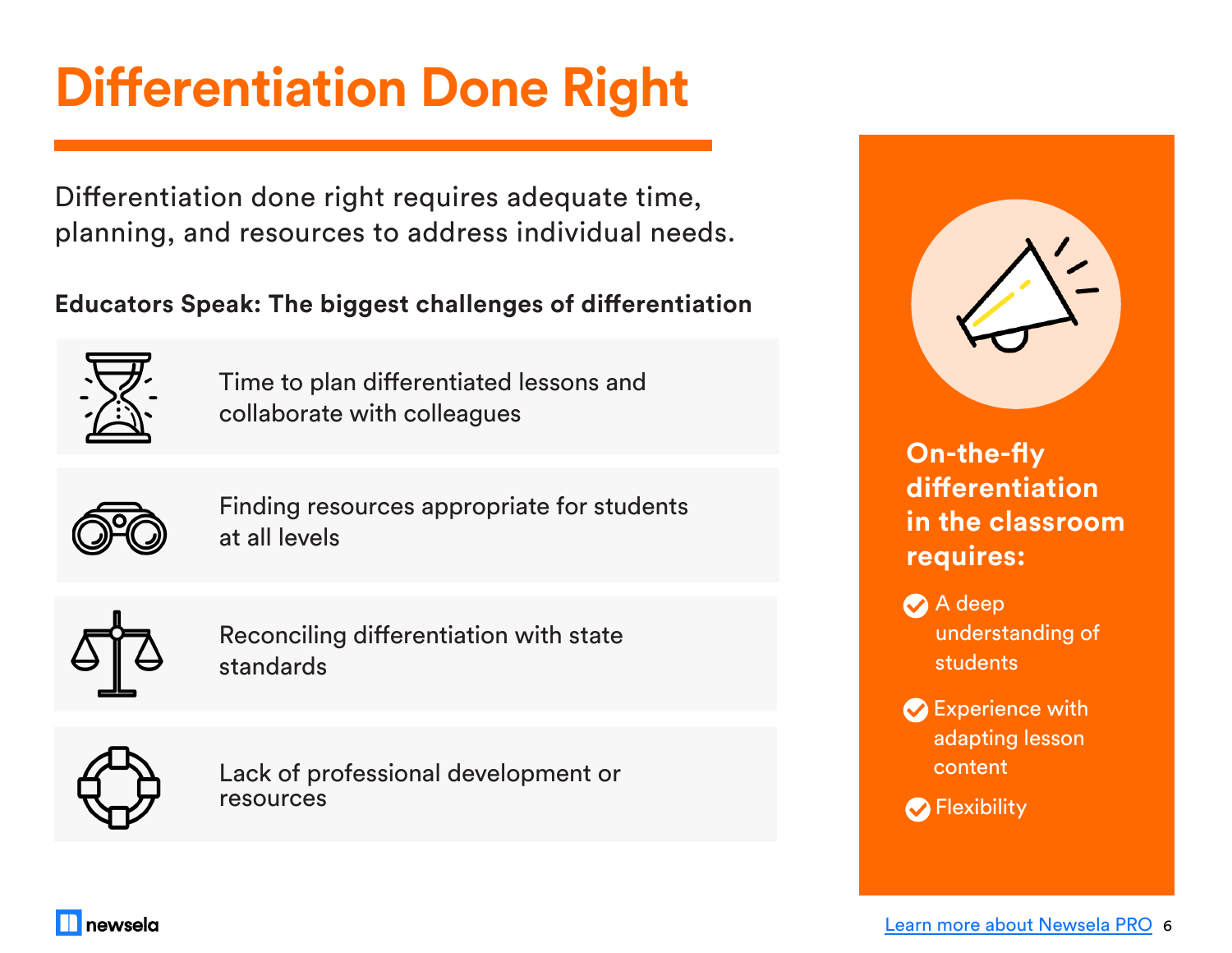# Differentiation Done Right

Differentiation done right requires adequate time, planning, and resources to address individual needs.

**Educators Speak: The biggest challenges of differentiation**

- Time to plan differentiated lessons and collaborate with colleagues
- Finding resources appropriate for students at all levels
- Reconciling differentiation with state standards
- Lack of professional development or resources

**On-the-fly differentiation in the classroom requires:**

- A deep understanding of students
- Experience with adapting lesson content
- Flexibility

Learn more about Newsela PRO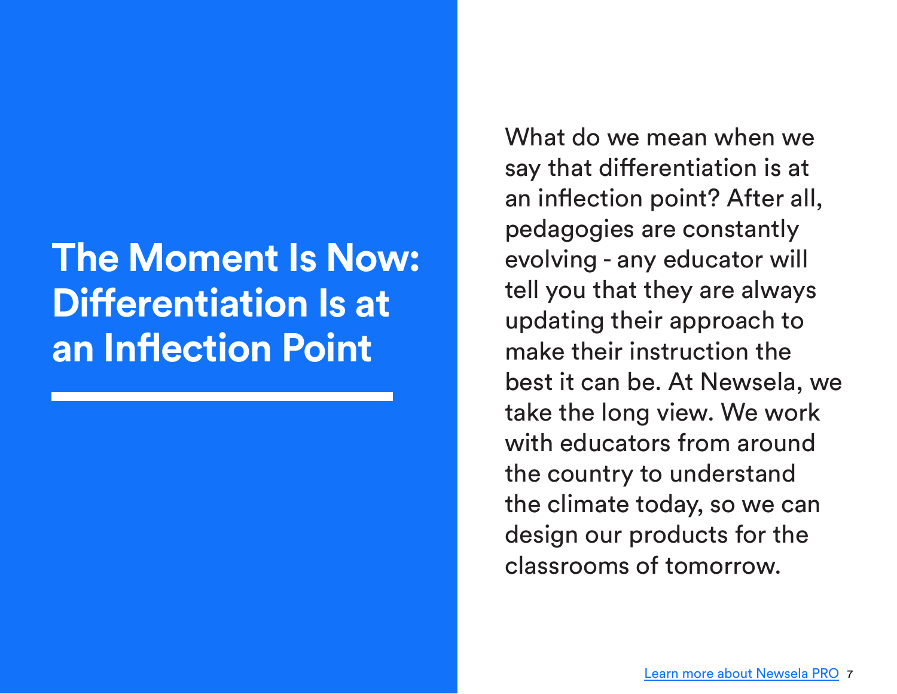# The Moment Is Now: Differentiation Is at an Inflection Point

What do we mean when we say that differentiation is at an inflection point? After all, pedagogies are constantly evolving - any educator will tell you that they are always updating their approach to make their instruction the best it can be. At Newsela, we take the long view. We work with educators from around the country to understand the climate today, so we can design our products for the classrooms of tomorrow.

[Learn more about Newsela PRO]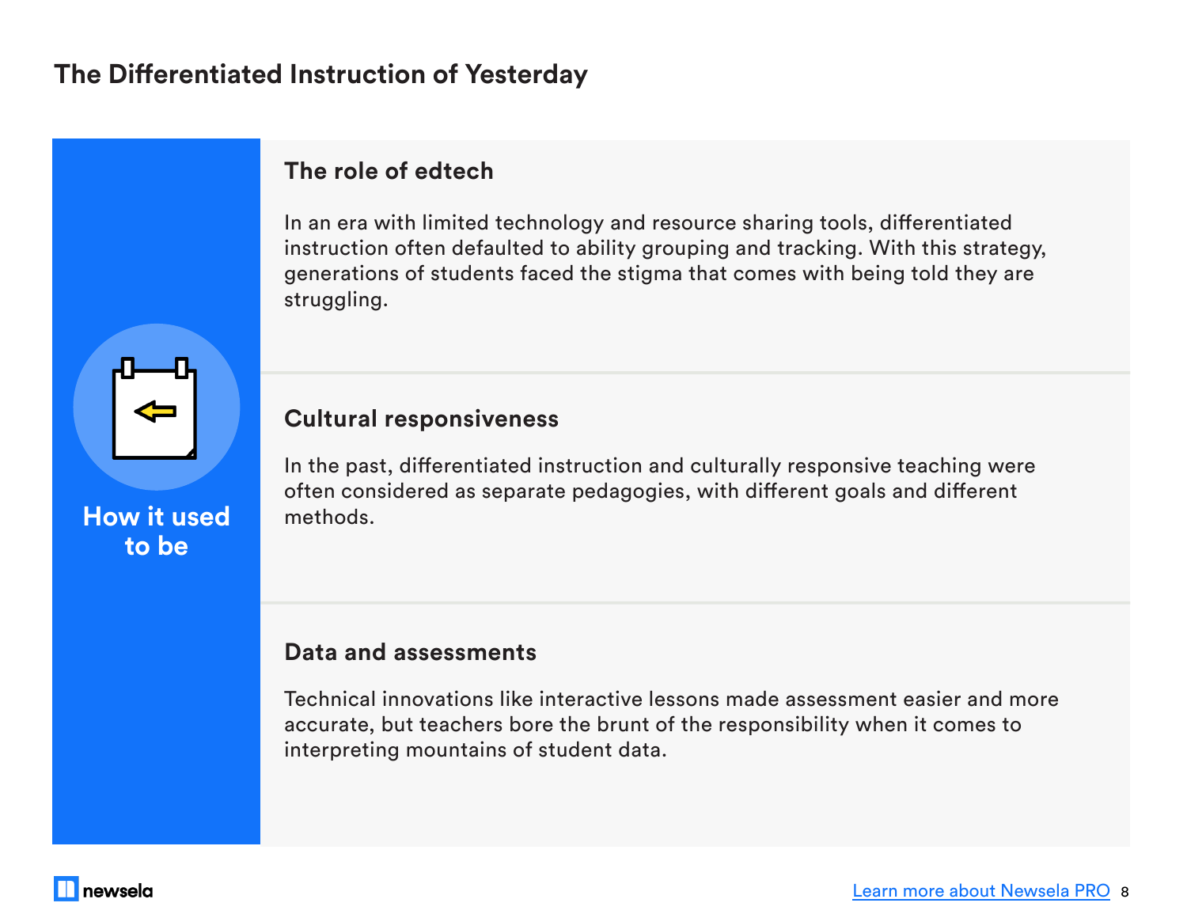# The Differentiated Instruction of Yesterday

**How it used to be**

### The role of edtech

In an era with limited technology and resource sharing tools, differentiated instruction often defaulted to ability grouping and tracking. With this strategy, generations of students faced the stigma that comes with being told they are struggling.

### Cultural responsiveness

In the past, differentiated instruction and culturally responsive teaching were often considered as separate pedagogies, with different goals and different methods.

### Data and assessments

Technical innovations like interactive lessons made assessment easier and more accurate, but teachers bore the brunt of the responsibility when it comes to interpreting mountains of student data.

newsela

[Learn more about Newsela PRO]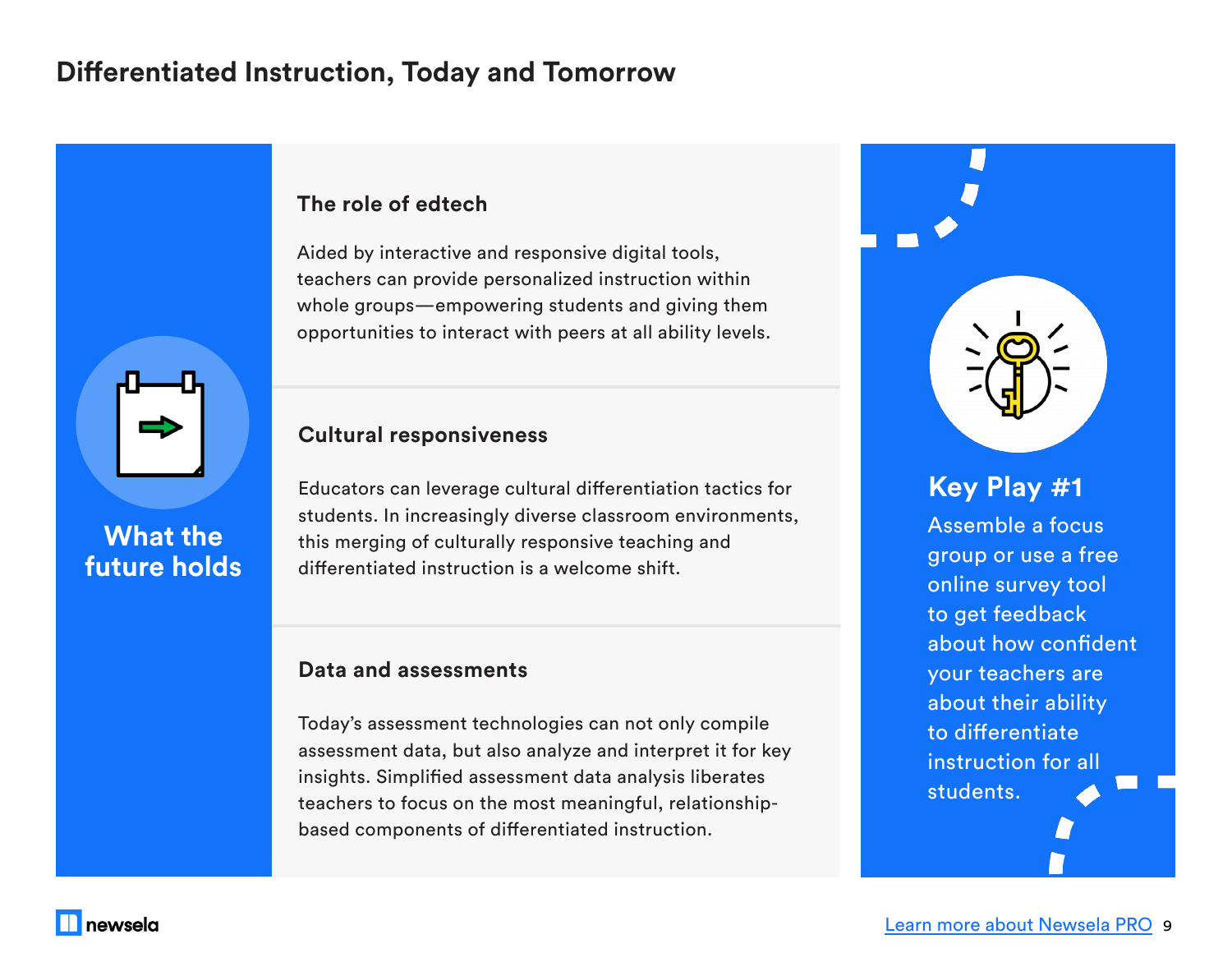# Differentiated Instruction, Today and Tomorrow

## What the future holds

### The role of edtech

Aided by interactive and responsive digital tools, teachers can provide personalized instruction within whole groups—empowering students and giving them opportunities to interact with peers at all ability levels.

### Cultural responsiveness

Educators can leverage cultural differentiation tactics for students. In increasingly diverse classroom environments, this merging of culturally responsive teaching and differentiated instruction is a welcome shift.

### Data and assessments

Today's assessment technologies can not only compile assessment data, but also analyze and interpret it for key insights. Simplified assessment data analysis liberates teachers to focus on the most meaningful, relationship-based components of differentiated instruction.

## Key Play #1

Assemble a focus group or use a free online survey tool to get feedback about how confident your teachers are about their ability to differentiate instruction for all students.

[Learn more about Newsela PRO](#)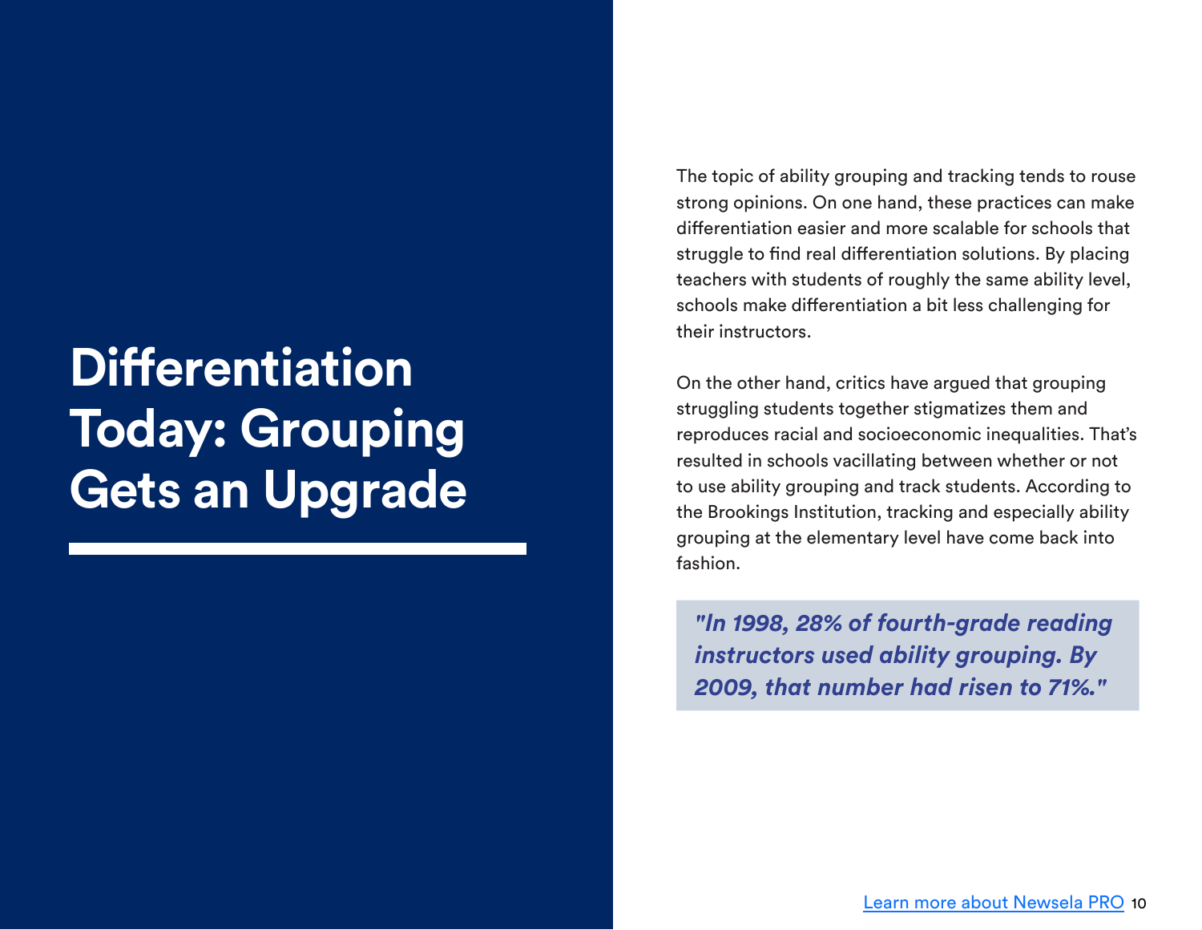# Differentiation Today: Grouping Gets an Upgrade

The topic of ability grouping and tracking tends to rouse strong opinions. On one hand, these practices can make differentiation easier and more scalable for schools that struggle to find real differentiation solutions. By placing teachers with students of roughly the same ability level, schools make differentiation a bit less challenging for their instructors.

On the other hand, critics have argued that grouping struggling students together stigmatizes them and reproduces racial and socioeconomic inequalities. That's resulted in schools vacillating between whether or not to use ability grouping and track students. According to the Brookings Institution, tracking and especially ability grouping at the elementary level have come back into fashion.

> ***"In 1998, 28% of fourth-grade reading instructors used ability grouping. By 2009, that number had risen to 71%."***

[Learn more about Newsela PRO]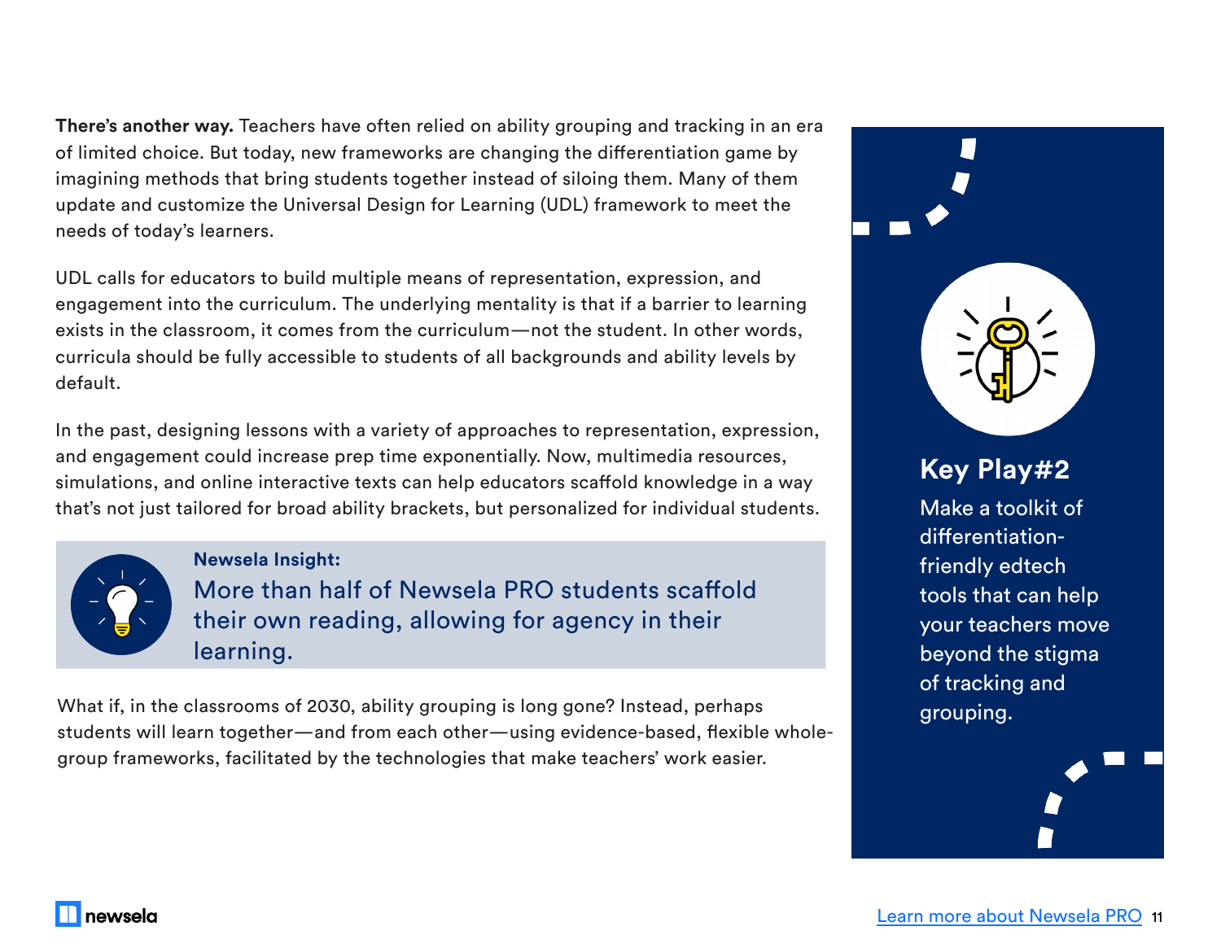**There's another way.** Teachers have often relied on ability grouping and tracking in an era of limited choice. But today, new frameworks are changing the differentiation game by imagining methods that bring students together instead of siloing them. Many of them update and customize the Universal Design for Learning (UDL) framework to meet the needs of today's learners.

UDL calls for educators to build multiple means of representation, expression, and engagement into the curriculum. The underlying mentality is that if a barrier to learning exists in the classroom, it comes from the curriculum—not the student. In other words, curricula should be fully accessible to students of all backgrounds and ability levels by default.

In the past, designing lessons with a variety of approaches to representation, expression, and engagement could increase prep time exponentially. Now, multimedia resources, simulations, and online interactive texts can help educators scaffold knowledge in a way that's not just tailored for broad ability brackets, but personalized for individual students.

**Newsela Insight:**

More than half of Newsela PRO students scaffold their own reading, allowing for agency in their learning.

What if, in the classrooms of 2030, ability grouping is long gone? Instead, perhaps students will learn together—and from each other—using evidence-based, flexible whole-group frameworks, facilitated by the technologies that make teachers' work easier.

## Key Play#2

Make a toolkit of differentiation-friendly edtech tools that can help your teachers move beyond the stigma of tracking and grouping.

Learn more about Newsela PRO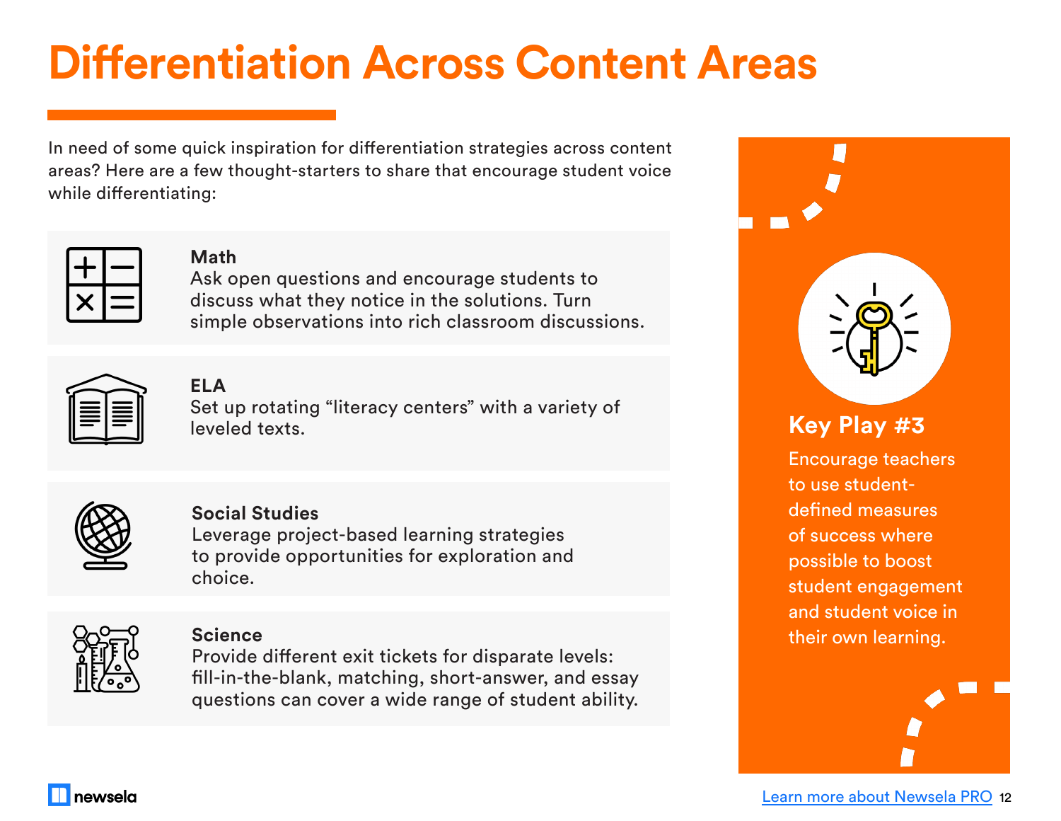# Differentiation Across Content Areas

In need of some quick inspiration for differentiation strategies across content areas? Here are a few thought-starters to share that encourage student voice while differentiating:

**Math**
Ask open questions and encourage students to discuss what they notice in the solutions. Turn simple observations into rich classroom discussions.

**ELA**
Set up rotating "literacy centers" with a variety of leveled texts.

**Social Studies**
Leverage project-based learning strategies to provide opportunities for exploration and choice.

**Science**
Provide different exit tickets for disparate levels: fill-in-the-blank, matching, short-answer, and essay questions can cover a wide range of student ability.

## Key Play #3

Encourage teachers to use student-defined measures of success where possible to boost student engagement and student voice in their own learning.

Learn more about Newsela PRO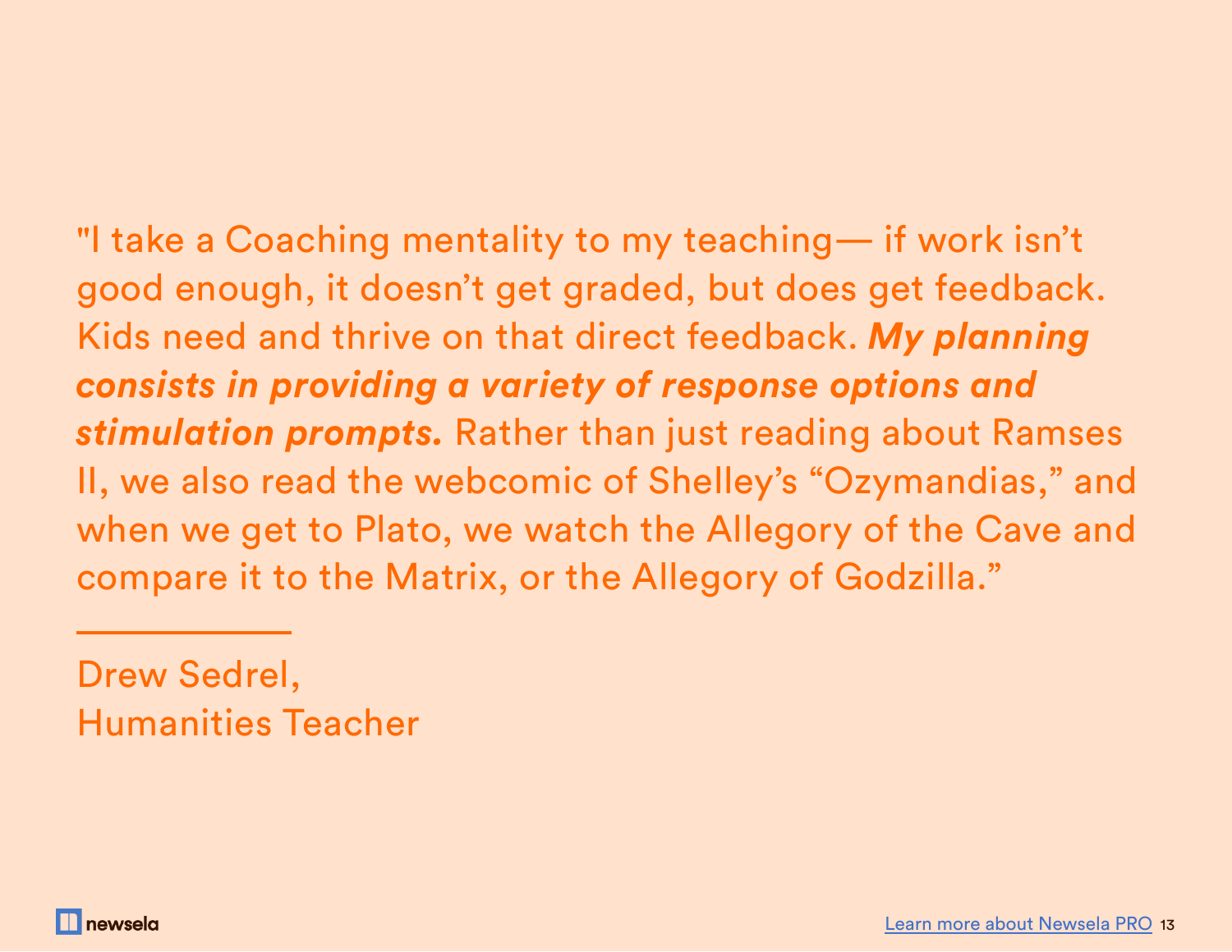"I take a Coaching mentality to my teaching— if work isn't good enough, it doesn't get graded, but does get feedback. Kids need and thrive on that direct feedback. ***My planning consists in providing a variety of response options and stimulation prompts.*** Rather than just reading about Ramses II, we also read the webcomic of Shelley's "Ozymandias," and when we get to Plato, we watch the Allegory of the Cave and compare it to the Matrix, or the Allegory of Godzilla."

---

Drew Sedrel,
Humanities Teacher

newsela

Learn more about Newsela PRO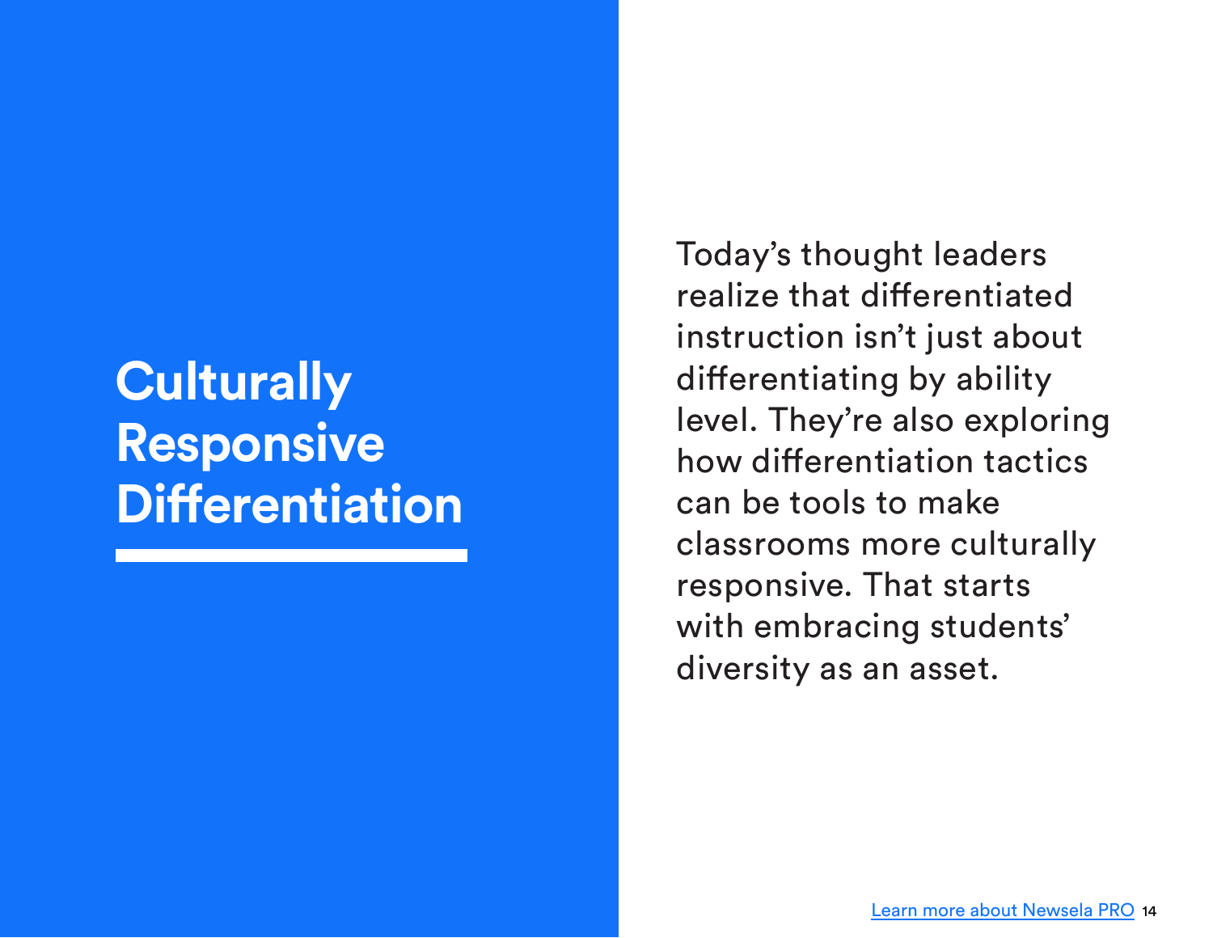# Culturally Responsive Differentiation

Today's thought leaders realize that differentiated instruction isn't just about differentiating by ability level. They're also exploring how differentiation tactics can be tools to make classrooms more culturally responsive. That starts with embracing students' diversity as an asset.

Learn more about Newsela PRO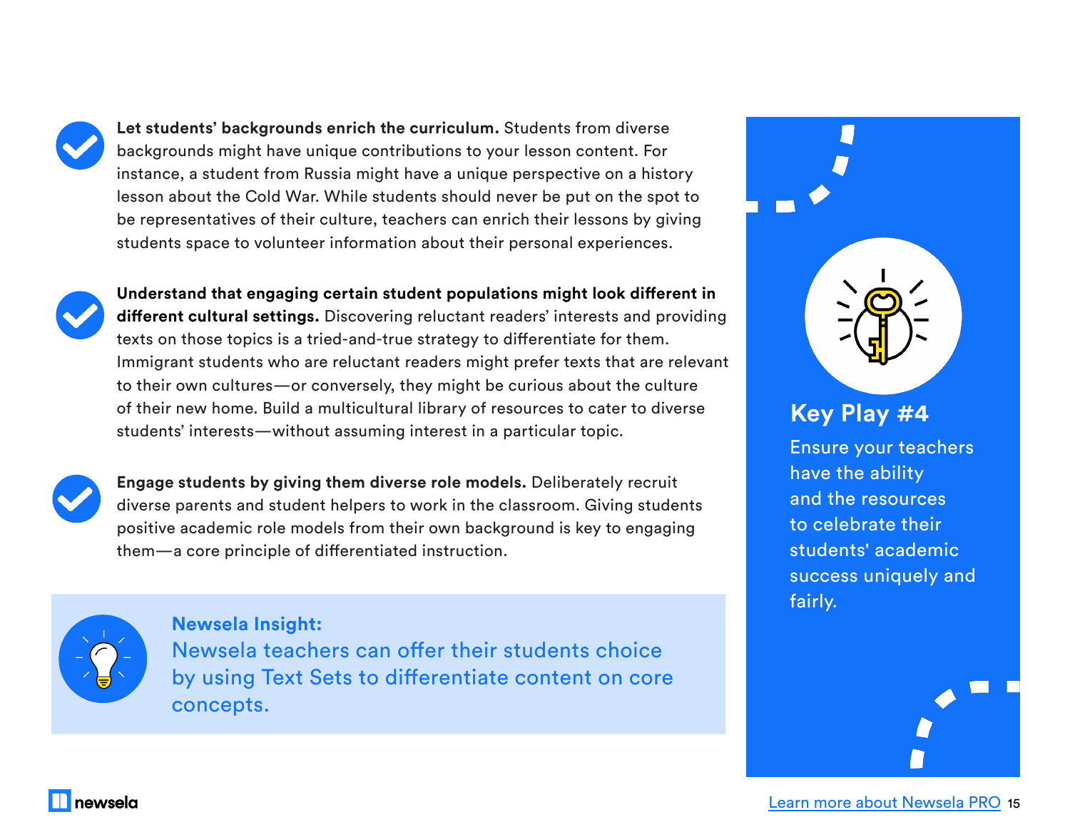- **Let students' backgrounds enrich the curriculum.** Students from diverse backgrounds might have unique contributions to your lesson content. For instance, a student from Russia might have a unique perspective on a history lesson about the Cold War. While students should never be put on the spot to be representatives of their culture, teachers can enrich their lessons by giving students space to volunteer information about their personal experiences.

- **Understand that engaging certain student populations might look different in different cultural settings.** Discovering reluctant readers' interests and providing texts on those topics is a tried-and-true strategy to differentiate for them. Immigrant students who are reluctant readers might prefer texts that are relevant to their own cultures—or conversely, they might be curious about the culture of their new home. Build a multicultural library of resources to cater to diverse students' interests—without assuming interest in a particular topic.

- **Engage students by giving them diverse role models.** Deliberately recruit diverse parents and student helpers to work in the classroom. Giving students positive academic role models from their own background is key to engaging them—a core principle of differentiated instruction.

**Newsela Insight:**
Newsela teachers can offer their students choice by using Text Sets to differentiate content on core concepts.

## Key Play #4

Ensure your teachers have the ability and the resources to celebrate their students' academic success uniquely and fairly.

Learn more about Newsela PRO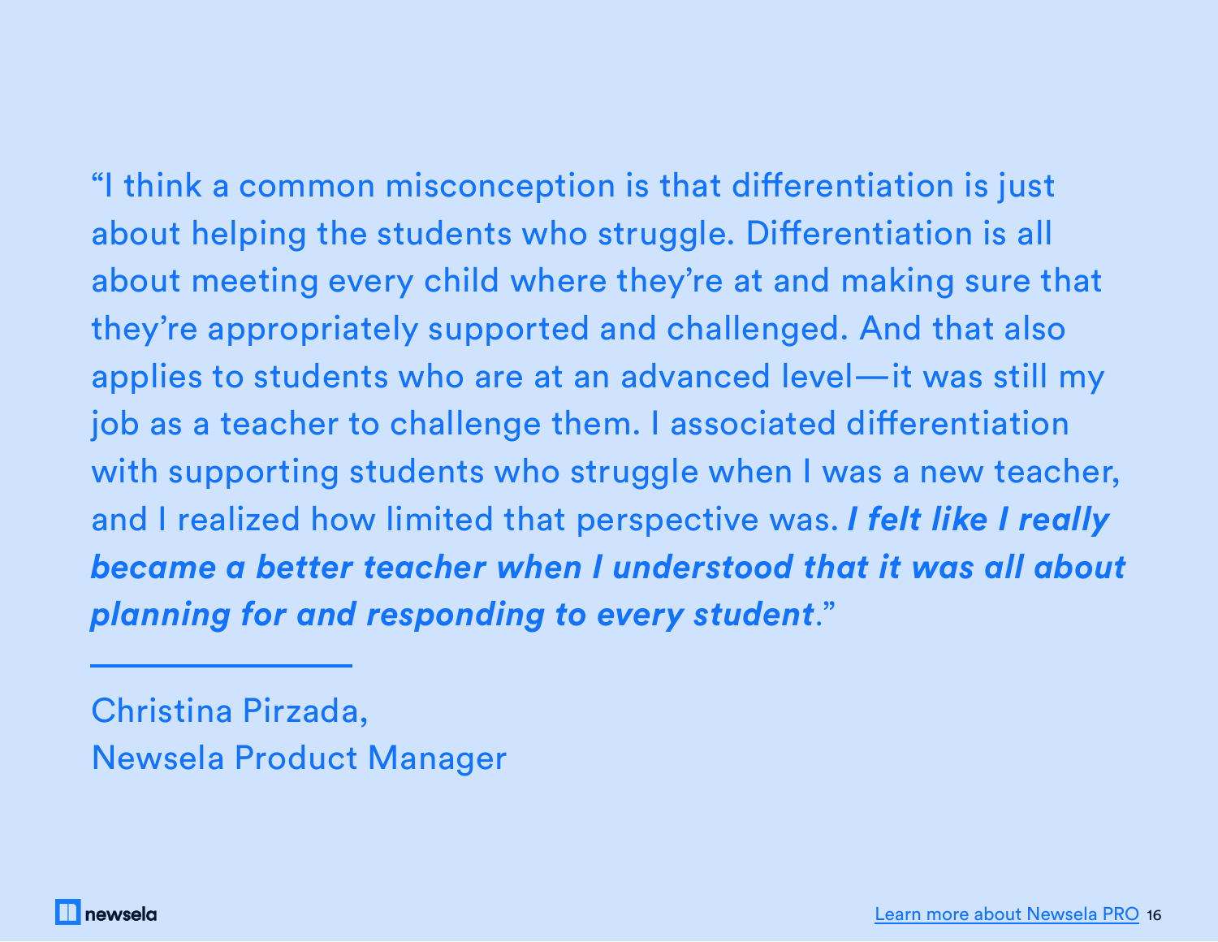"I think a common misconception is that differentiation is just about helping the students who struggle. Differentiation is all about meeting every child where they're at and making sure that they're appropriately supported and challenged. And that also applies to students who are at an advanced level—it was still my job as a teacher to challenge them. I associated differentiation with supporting students who struggle when I was a new teacher, and I realized how limited that perspective was. ***I felt like I really became a better teacher when I understood that it was all about planning for and responding to every student***."

---

Christina Pirzada,
Newsela Product Manager

[Learn more about Newsela PRO]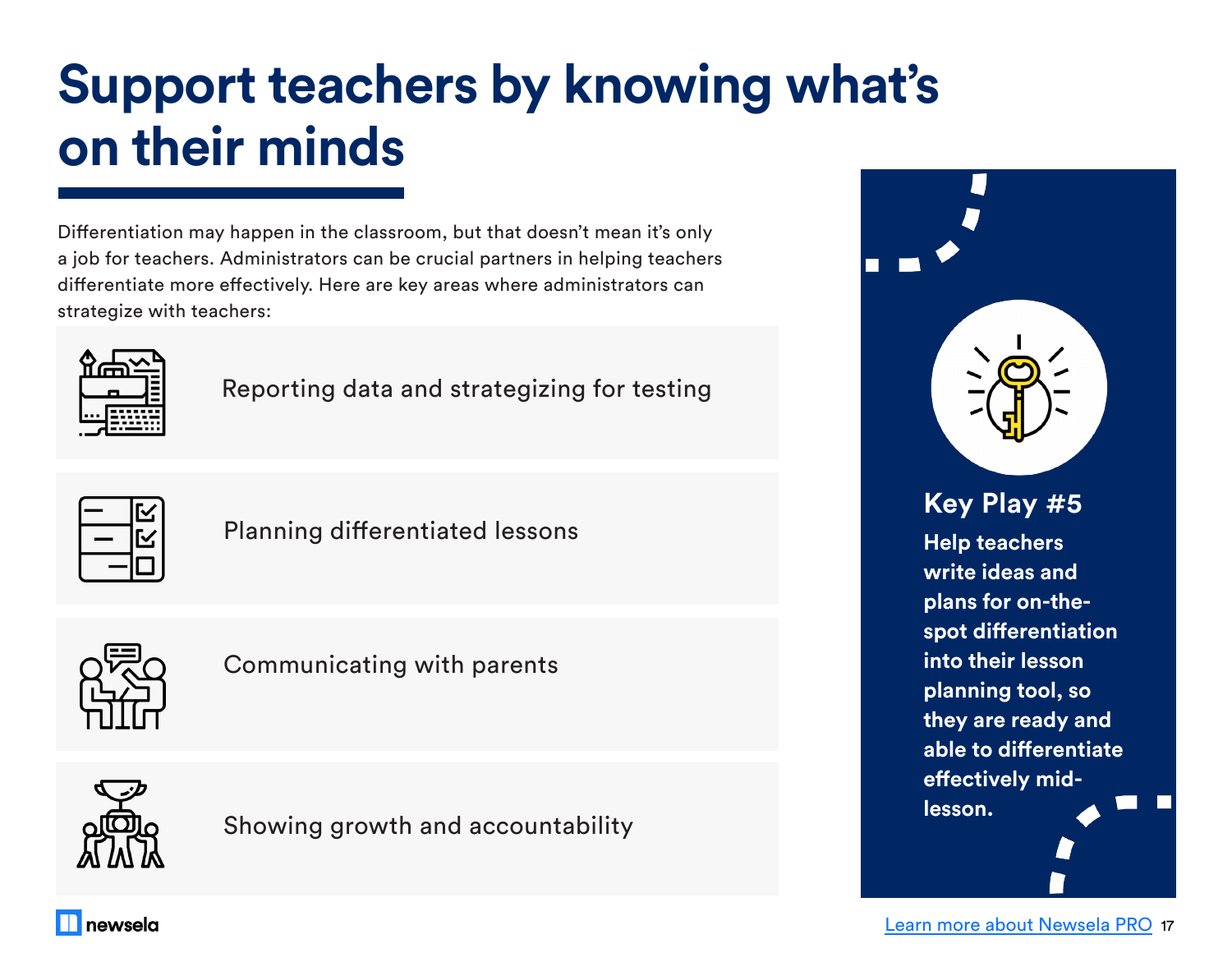# Support teachers by knowing what's on their minds

Differentiation may happen in the classroom, but that doesn't mean it's only a job for teachers. Administrators can be crucial partners in helping teachers differentiate more effectively. Here are key areas where administrators can strategize with teachers:

- Reporting data and strategizing for testing
- Planning differentiated lessons
- Communicating with parents
- Showing growth and accountability

### Key Play #5

**Help teachers write ideas and plans for on-the-spot differentiation into their lesson planning tool, so they are ready and able to differentiate effectively mid-lesson.**

[Learn more about Newsela PRO]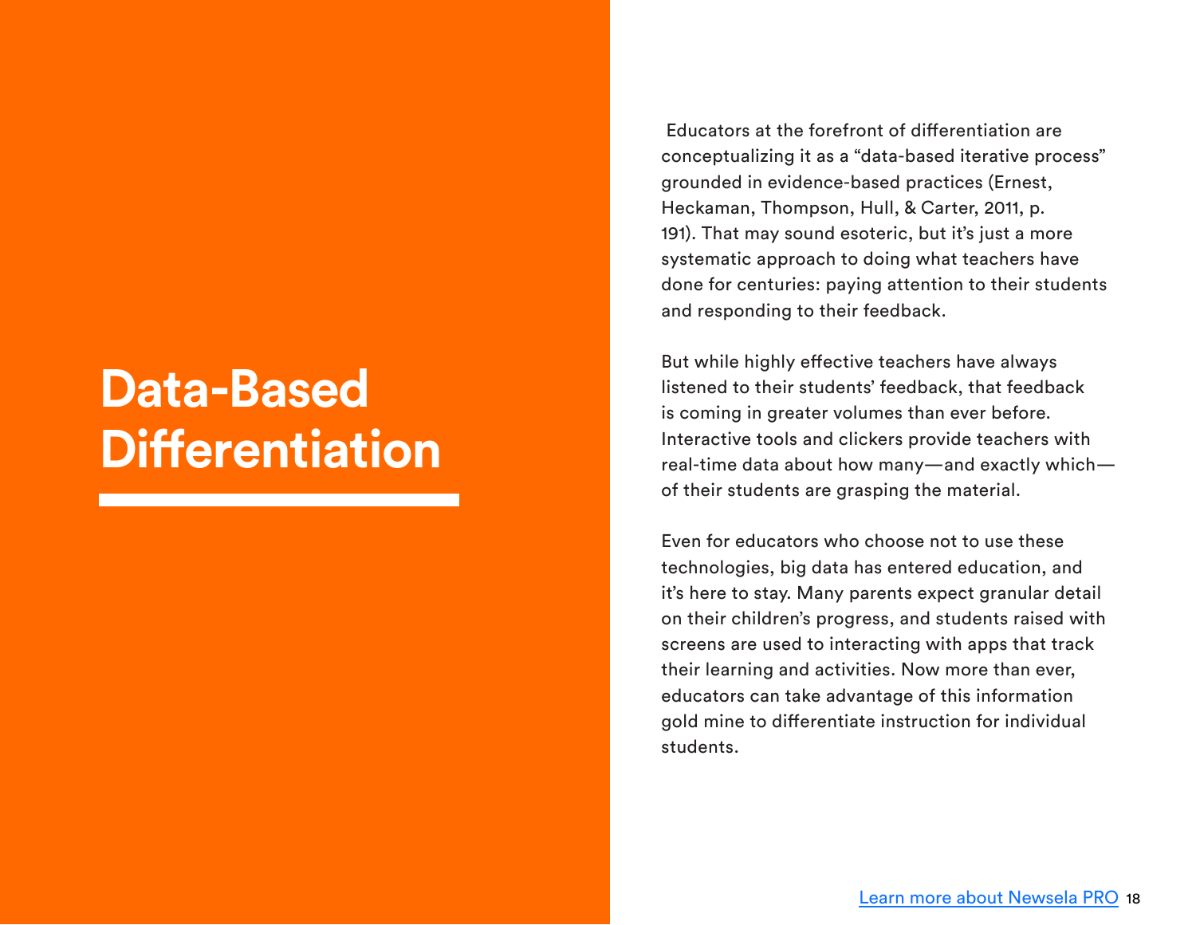# Data-Based Differentiation

Educators at the forefront of differentiation are conceptualizing it as a "data-based iterative process" grounded in evidence-based practices (Ernest, Heckaman, Thompson, Hull, & Carter, 2011, p. 191). That may sound esoteric, but it's just a more systematic approach to doing what teachers have done for centuries: paying attention to their students and responding to their feedback.

But while highly effective teachers have always listened to their students' feedback, that feedback is coming in greater volumes than ever before. Interactive tools and clickers provide teachers with real-time data about how many—and exactly which—of their students are grasping the material.

Even for educators who choose not to use these technologies, big data has entered education, and it's here to stay. Many parents expect granular detail on their children's progress, and students raised with screens are used to interacting with apps that track their learning and activities. Now more than ever, educators can take advantage of this information gold mine to differentiate instruction for individual students.

Learn more about Newsela PRO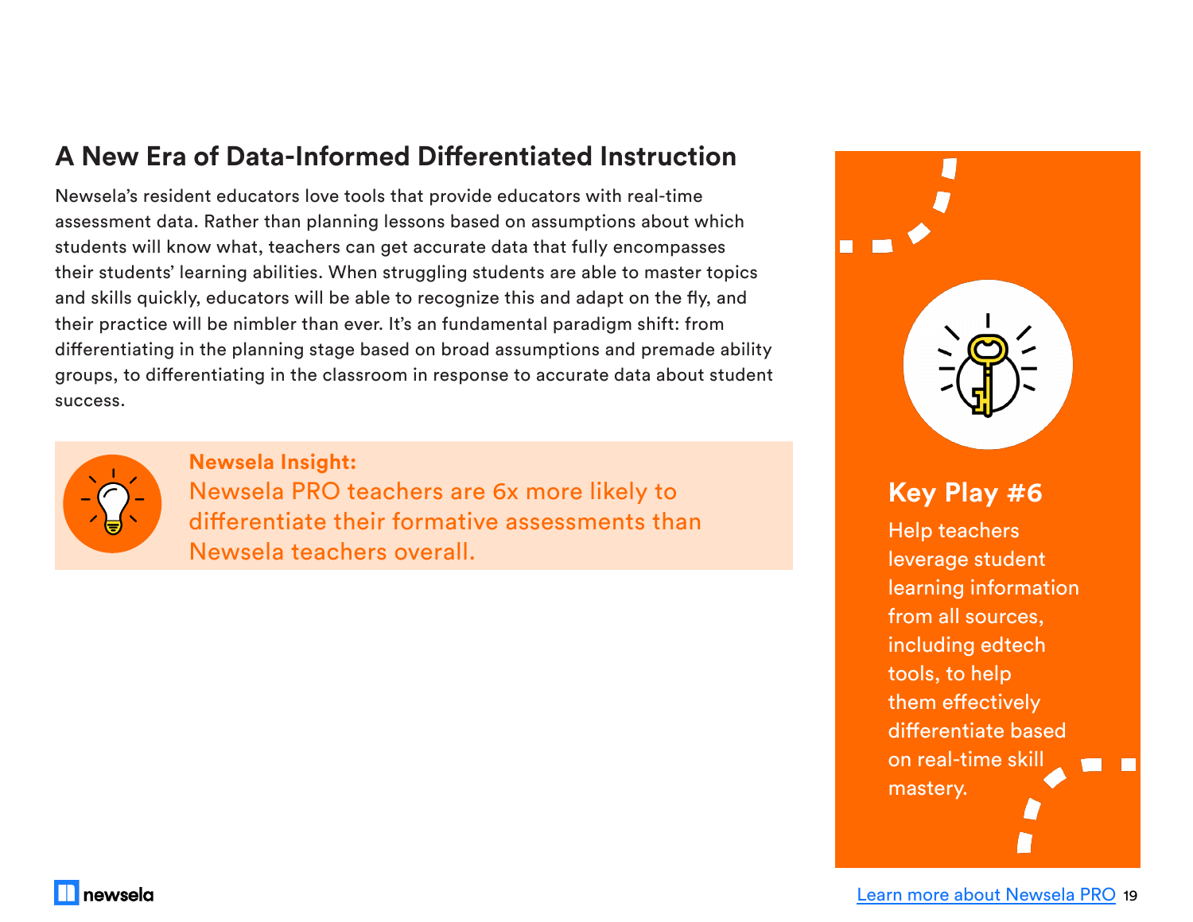## A New Era of Data-Informed Differentiated Instruction

Newsela's resident educators love tools that provide educators with real-time assessment data. Rather than planning lessons based on assumptions about which students will know what, teachers can get accurate data that fully encompasses their students' learning abilities. When struggling students are able to master topics and skills quickly, educators will be able to recognize this and adapt on the fly, and their practice will be nimbler than ever. It's an fundamental paradigm shift: from differentiating in the planning stage based on broad assumptions and premade ability groups, to differentiating in the classroom in response to accurate data about student success.

**Newsela Insight:**
Newsela PRO teachers are 6x more likely to differentiate their formative assessments than Newsela teachers overall.

### Key Play #6

Help teachers leverage student learning information from all sources, including edtech tools, to help them effectively differentiate based on real-time skill mastery.

[Learn more about Newsela PRO](#)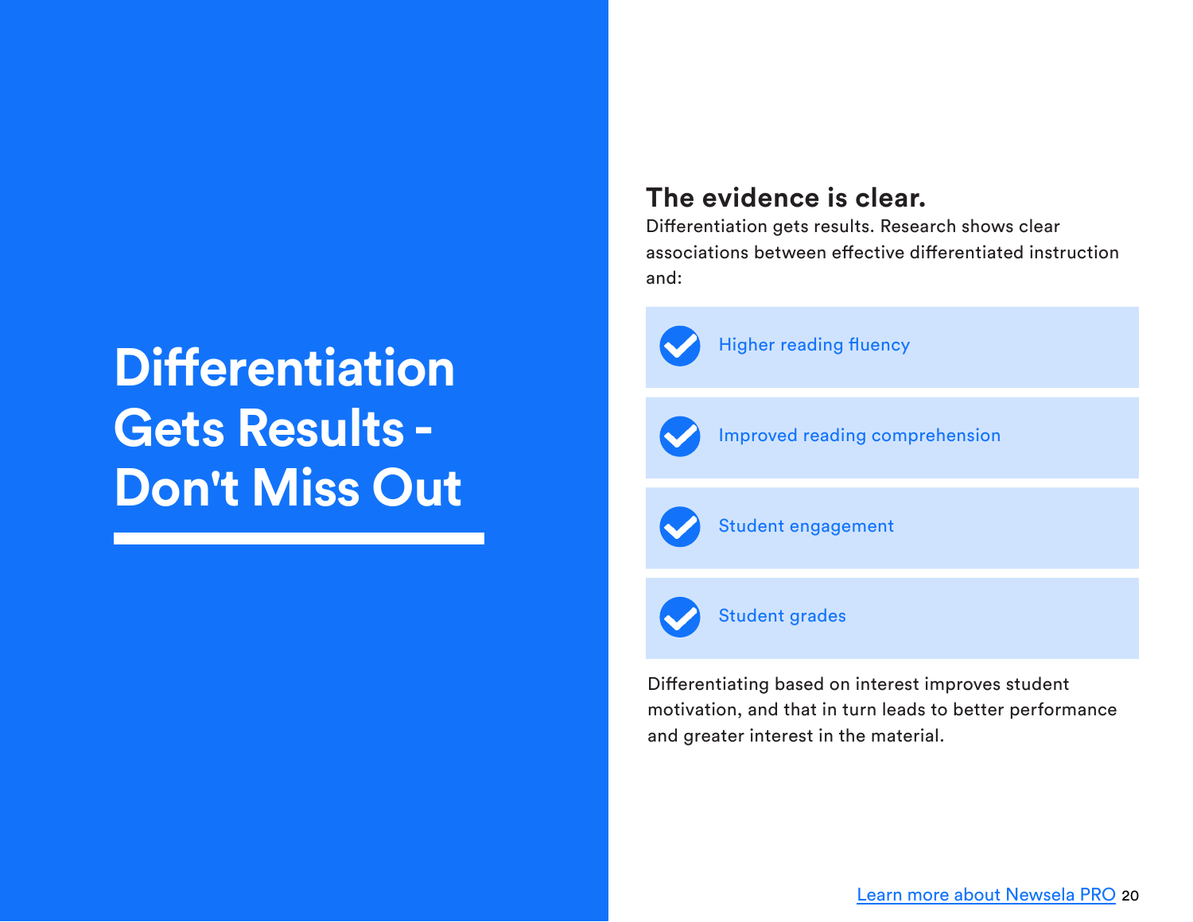# Differentiation Gets Results - Don't Miss Out

## The evidence is clear.

Differentiation gets results. Research shows clear associations between effective differentiated instruction and:

- Higher reading fluency
- Improved reading comprehension
- Student engagement
- Student grades

Differentiating based on interest improves student motivation, and that in turn leads to better performance and greater interest in the material.

[Learn more about Newsela PRO]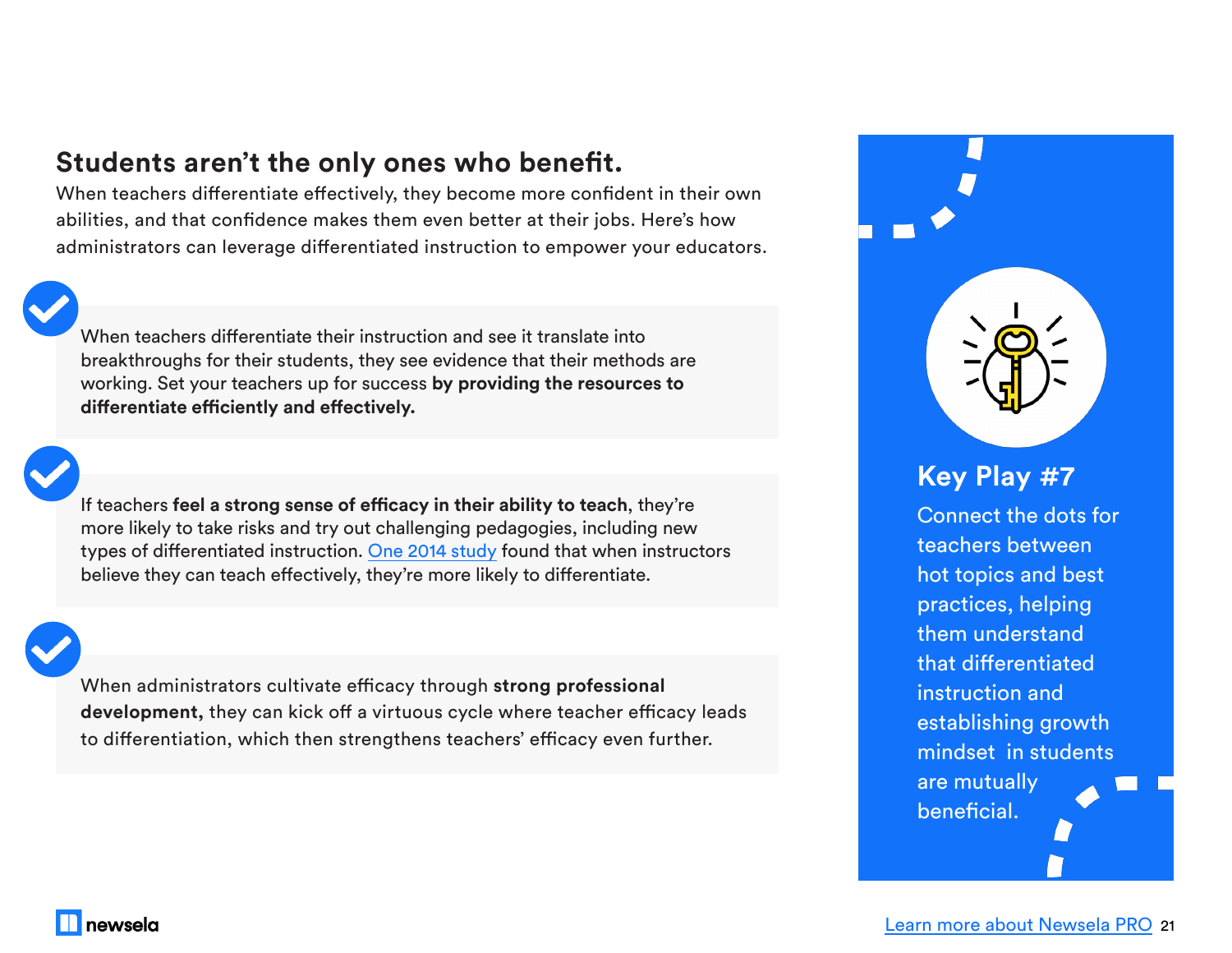## Students aren't the only ones who benefit.

When teachers differentiate effectively, they become more confident in their own abilities, and that confidence makes them even better at their jobs. Here's how administrators can leverage differentiated instruction to empower your educators.

- When teachers differentiate their instruction and see it translate into breakthroughs for their students, they see evidence that their methods are working. Set your teachers up for success **by providing the resources to differentiate efficiently and effectively.**

- If teachers **feel a strong sense of efficacy in their ability to teach**, they're more likely to take risks and try out challenging pedagogies, including new types of differentiated instruction. One 2014 study found that when instructors believe they can teach effectively, they're more likely to differentiate.

- When administrators cultivate efficacy through **strong professional development,** they can kick off a virtuous cycle where teacher efficacy leads to differentiation, which then strengthens teachers' efficacy even further.

### Key Play #7

Connect the dots for teachers between hot topics and best practices, helping them understand that differentiated instruction and establishing growth mindset in students are mutually beneficial.

Learn more about Newsela PRO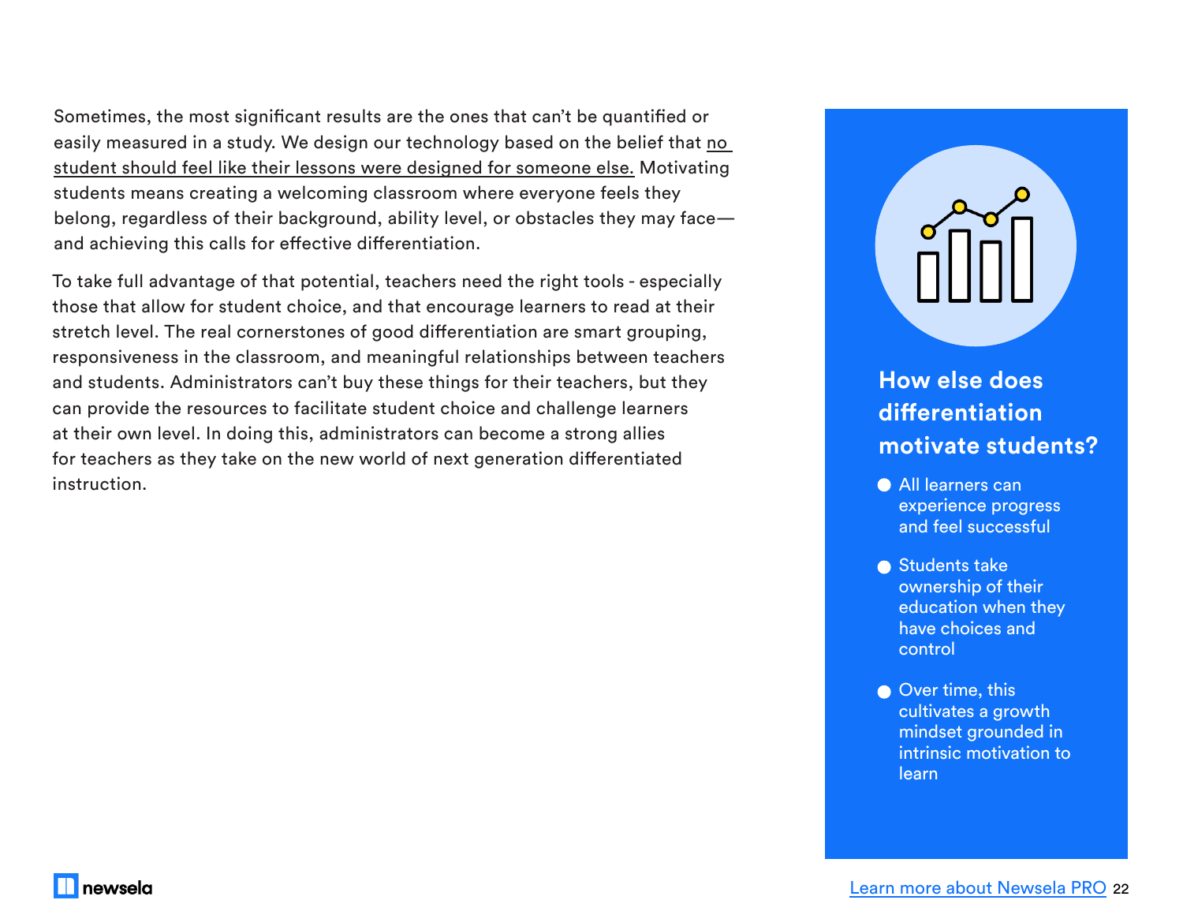Sometimes, the most significant results are the ones that can't be quantified or easily measured in a study. We design our technology based on the belief that no student should feel like their lessons were designed for someone else. Motivating students means creating a welcoming classroom where everyone feels they belong, regardless of their background, ability level, or obstacles they may face—and achieving this calls for effective differentiation.

To take full advantage of that potential, teachers need the right tools - especially those that allow for student choice, and that encourage learners to read at their stretch level. The real cornerstones of good differentiation are smart grouping, responsiveness in the classroom, and meaningful relationships between teachers and students. Administrators can't buy these things for their teachers, but they can provide the resources to facilitate student choice and challenge learners at their own level. In doing this, administrators can become a strong allies for teachers as they take on the new world of next generation differentiated instruction.

## How else does differentiation motivate students?

- All learners can experience progress and feel successful
- Students take ownership of their education when they have choices and control
- Over time, this cultivates a growth mindset grounded in intrinsic motivation to learn

Learn more about Newsela PRO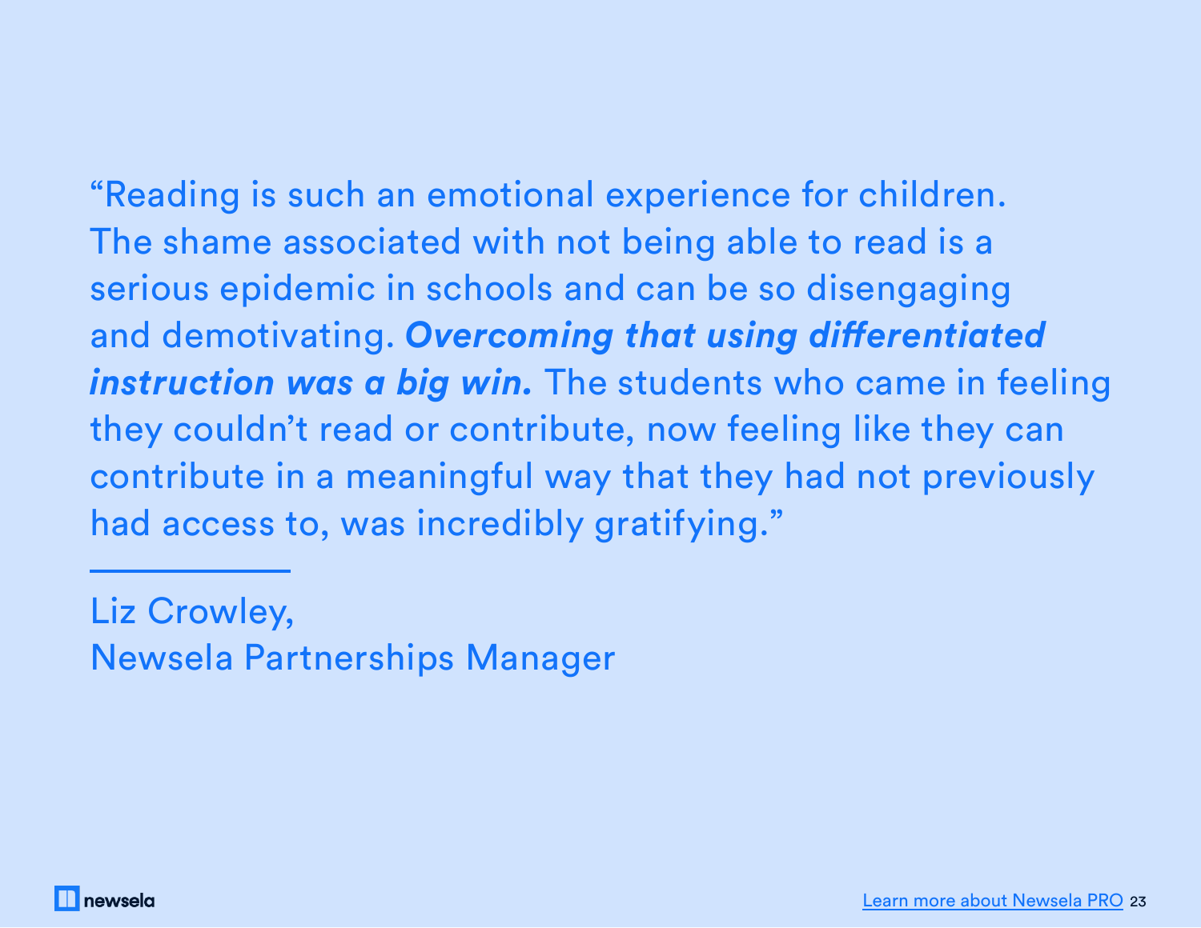"Reading is such an emotional experience for children. The shame associated with not being able to read is a serious epidemic in schools and can be so disengaging and demotivating. ***Overcoming that using differentiated instruction was a big win.*** The students who came in feeling they couldn't read or contribute, now feeling like they can contribute in a meaningful way that they had not previously had access to, was incredibly gratifying."

---

Liz Crowley,
Newsela Partnerships Manager

newsela

[Learn more about Newsela PRO](#)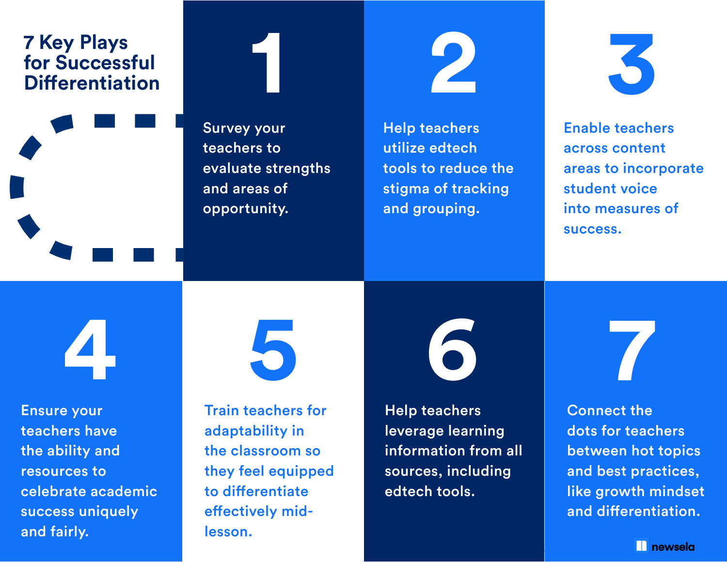# 7 Key Plays for Successful Differentiation

1. Survey your teachers to evaluate strengths and areas of opportunity.

2. Help teachers utilize edtech tools to reduce the stigma of tracking and grouping.

3. Enable teachers across content areas to incorporate student voice into measures of success.

4. Ensure your teachers have the ability and resources to celebrate academic success uniquely and fairly.

5. Train teachers for adaptability in the classroom so they feel equipped to differentiate effectively mid-lesson.

6. Help teachers leverage learning information from all sources, including edtech tools.

7. Connect the dots for teachers between hot topics and best practices, like growth mindset and differentiation.

newsela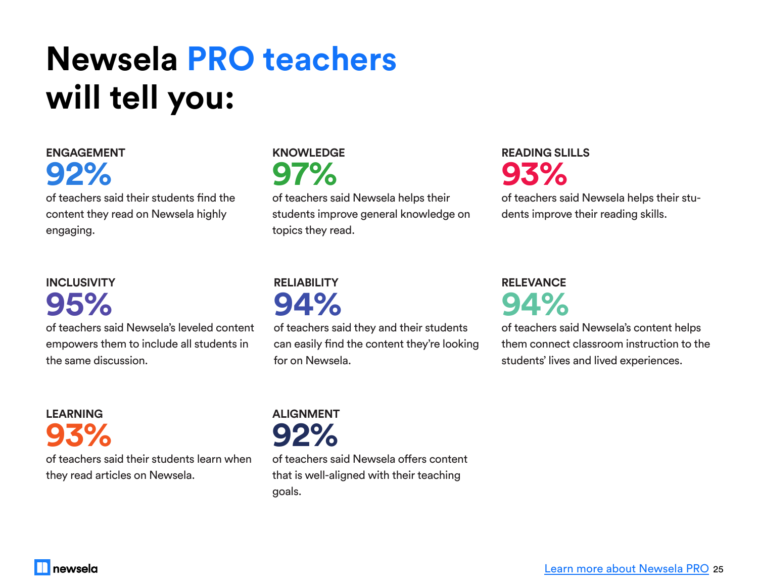# Newsela PRO teachers will tell you:

### ENGAGEMENT

**92%**

of teachers said their students find the content they read on Newsela highly engaging.

### KNOWLEDGE

**97%**

of teachers said Newsela helps their students improve general knowledge on topics they read.

### READING SLILLS

**93%**

of teachers said Newsela helps their students improve their reading skills.

### INCLUSIVITY

**95%**

of teachers said Newsela's leveled content empowers them to include all students in the same discussion.

### RELIABILITY

**94%**

of teachers said they and their students can easily find the content they're looking for on Newsela.

### RELEVANCE

**94%**

of teachers said Newsela's content helps them connect classroom instruction to the students' lives and lived experiences.

### LEARNING

**93%**

of teachers said their students learn when they read articles on Newsela.

### ALIGNMENT

**92%**

of teachers said Newsela offers content that is well-aligned with their teaching goals.

newsela

Learn more about Newsela PRO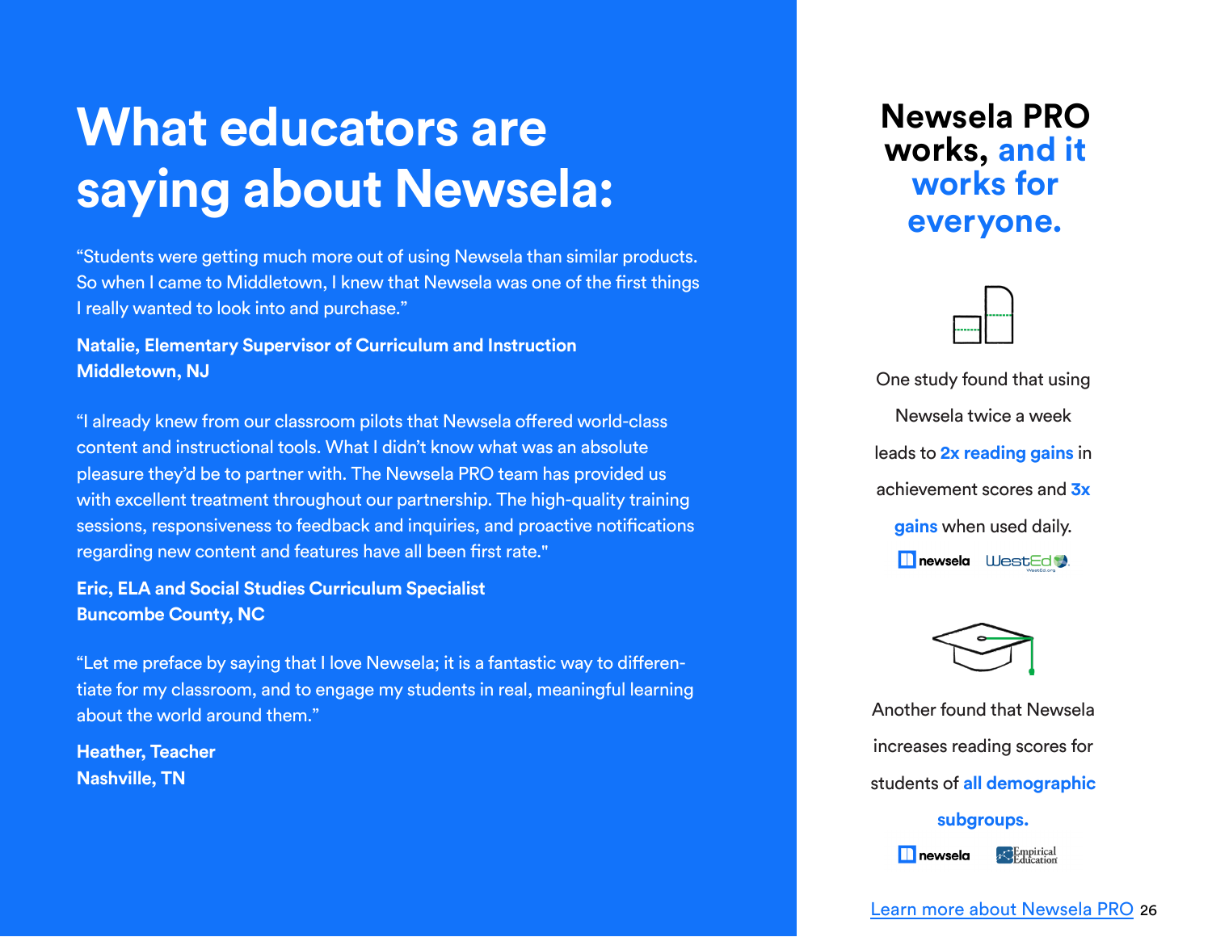# What educators are saying about Newsela:

"Students were getting much more out of using Newsela than similar products. So when I came to Middletown, I knew that Newsela was one of the first things I really wanted to look into and purchase."

**Natalie, Elementary Supervisor of Curriculum and Instruction**
**Middletown, NJ**

"I already knew from our classroom pilots that Newsela offered world-class content and instructional tools. What I didn't know what was an absolute pleasure they'd be to partner with. The Newsela PRO team has provided us with excellent treatment throughout our partnership. The high-quality training sessions, responsiveness to feedback and inquiries, and proactive notifications regarding new content and features have all been first rate."

**Eric, ELA and Social Studies Curriculum Specialist**
**Buncombe County, NC**

"Let me preface by saying that I love Newsela; it is a fantastic way to differentiate for my classroom, and to engage my students in real, meaningful learning about the world around them."

**Heather, Teacher**
**Nashville, TN**

## Newsela PRO works, and it works for everyone.

One study found that using Newsela twice a week leads to **2x reading gains** in achievement scores and **3x gains** when used daily.

newsela WestEd

Another found that Newsela increases reading scores for students of **all demographic subgroups.**

newsela Empirical Education

Learn more about Newsela PRO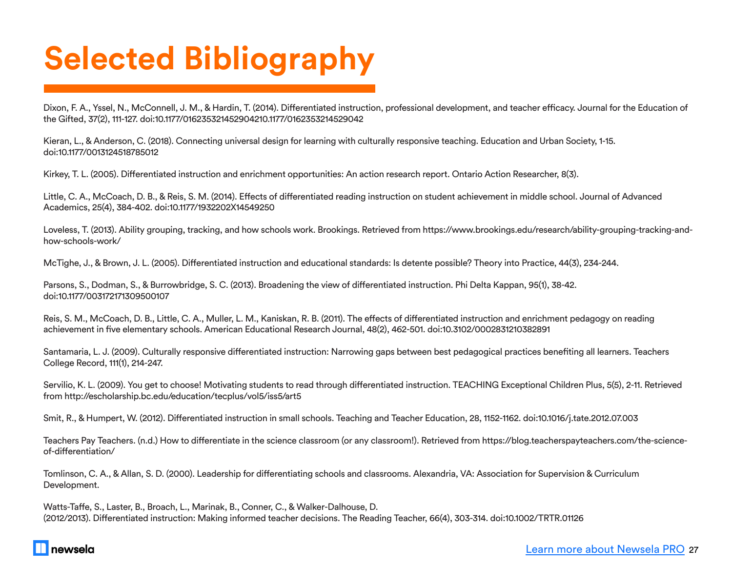# Selected Bibliography

Dixon, F. A., Yssel, N., McConnell, J. M., & Hardin, T. (2014). Differentiated instruction, professional development, and teacher efficacy. Journal for the Education of the Gifted, 37(2), 111-127. doi:10.1177/016235321452904210.1177/0162353214529042

Kieran, L., & Anderson, C. (2018). Connecting universal design for learning with culturally responsive teaching. Education and Urban Society, 1-15. doi:10.1177/0013124518785012

Kirkey, T. L. (2005). Differentiated instruction and enrichment opportunities: An action research report. Ontario Action Researcher, 8(3).

Little, C. A., McCoach, D. B., & Reis, S. M. (2014). Effects of differentiated reading instruction on student achievement in middle school. Journal of Advanced Academics, 25(4), 384-402. doi:10.1177/1932202X14549250

Loveless, T. (2013). Ability grouping, tracking, and how schools work. Brookings. Retrieved from https://www.brookings.edu/research/ability-grouping-tracking-and-how-schools-work/

McTighe, J., & Brown, J. L. (2005). Differentiated instruction and educational standards: Is detente possible? Theory into Practice, 44(3), 234-244.

Parsons, S., Dodman, S., & Burrowbridge, S. C. (2013). Broadening the view of differentiated instruction. Phi Delta Kappan, 95(1), 38-42. doi:10.1177/003172171309500107

Reis, S. M., McCoach, D. B., Little, C. A., Muller, L. M., Kaniskan, R. B. (2011). The effects of differentiated instruction and enrichment pedagogy on reading achievement in five elementary schools. American Educational Research Journal, 48(2), 462-501. doi:10.3102/0002831210382891

Santamaria, L. J. (2009). Culturally responsive differentiated instruction: Narrowing gaps between best pedagogical practices benefiting all learners. Teachers College Record, 111(1), 214-247.

Servilio, K. L. (2009). You get to choose! Motivating students to read through differentiated instruction. TEACHING Exceptional Children Plus, 5(5), 2-11. Retrieved from http://escholarship.bc.edu/education/tecplus/vol5/iss5/art5

Smit, R., & Humpert, W. (2012). Differentiated instruction in small schools. Teaching and Teacher Education, 28, 1152-1162. doi:10.1016/j.tate.2012.07.003

Teachers Pay Teachers. (n.d.) How to differentiate in the science classroom (or any classroom!). Retrieved from https://blog.teacherspayteachers.com/the-science-of-differentiation/

Tomlinson, C. A., & Allan, S. D. (2000). Leadership for differentiating schools and classrooms. Alexandria, VA: Association for Supervision & Curriculum Development.

Watts-Taffe, S., Laster, B., Broach, L., Marinak, B., Conner, C., & Walker-Dalhouse, D. (2012/2013). Differentiated instruction: Making informed teacher decisions. The Reading Teacher, 66(4), 303-314. doi:10.1002/TRTR.01126

newsela

Learn more about Newsela PRO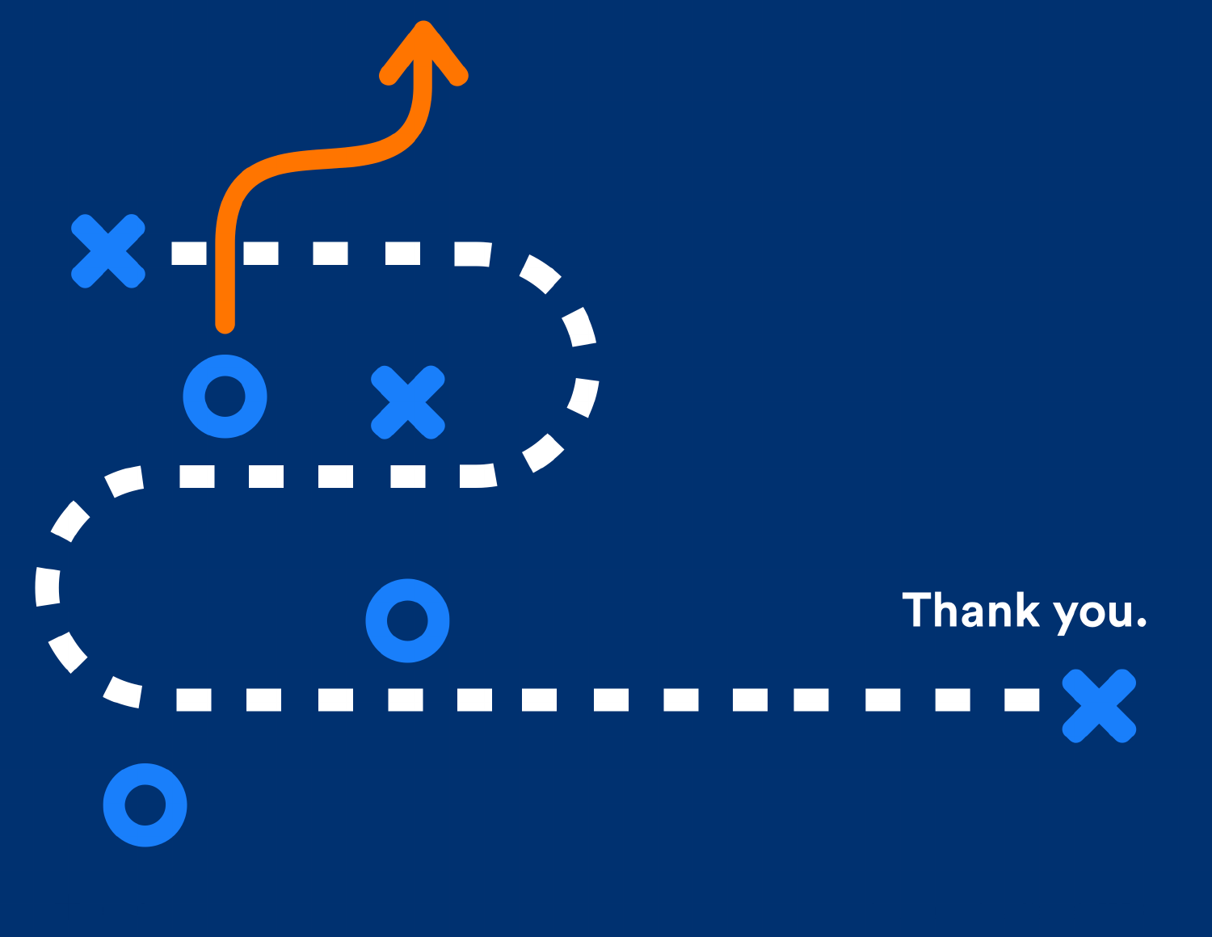Thank you.